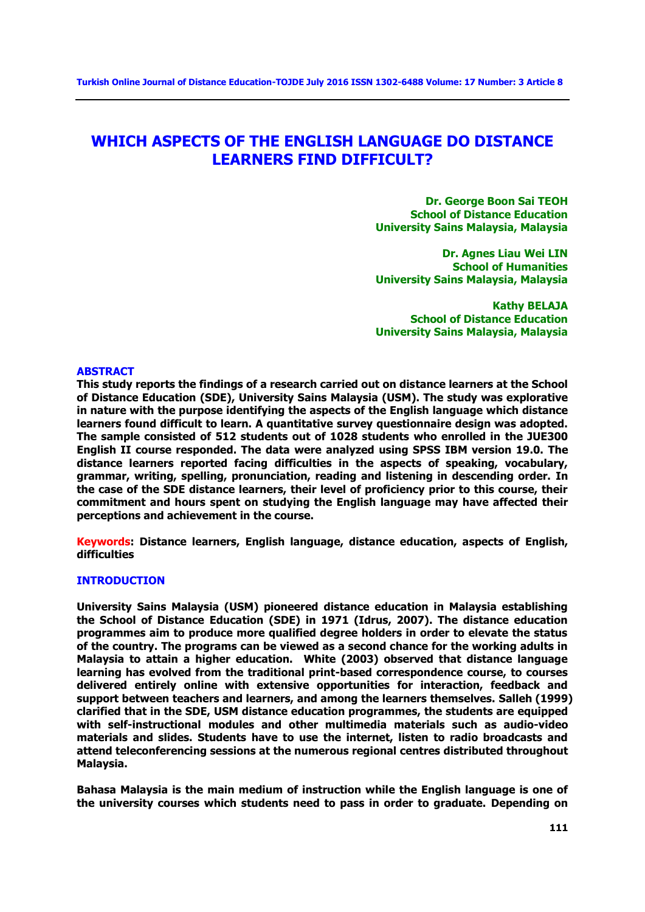# WHICH ASPECTS OF THE ENGLISH LANGUAGE DO DISTANCE LEARNERS FIND DIFFICULT?

**Dr. George Boon Sai TEOH**
**School of Distance Education**
**University Sains Malaysia, Malaysia**

**Dr. Agnes Liau Wei LIN**
**School of Humanities**
**University Sains Malaysia, Malaysia**

**Kathy BELAJA**
**School of Distance Education**
**University Sains Malaysia, Malaysia**

## ABSTRACT

**This study reports the findings of a research carried out on distance learners at the School of Distance Education (SDE), University Sains Malaysia (USM). The study was explorative in nature with the purpose identifying the aspects of the English language which distance learners found difficult to learn. A quantitative survey questionnaire design was adopted. The sample consisted of 512 students out of 1028 students who enrolled in the JUE300 English II course responded. The data were analyzed using SPSS IBM version 19.0. The distance learners reported facing difficulties in the aspects of speaking, vocabulary, grammar, writing, spelling, pronunciation, reading and listening in descending order. In the case of the SDE distance learners, their level of proficiency prior to this course, their commitment and hours spent on studying the English language may have affected their perceptions and achievement in the course.**

**Keywords: Distance learners, English language, distance education, aspects of English, difficulties**

## INTRODUCTION

University Sains Malaysia (USM) pioneered distance education in Malaysia establishing the School of Distance Education (SDE) in 1971 (Idrus, 2007). The distance education programmes aim to produce more qualified degree holders in order to elevate the status of the country. The programs can be viewed as a second chance for the working adults in Malaysia to attain a higher education. White (2003) observed that distance language learning has evolved from the traditional print-based correspondence course, to courses delivered entirely online with extensive opportunities for interaction, feedback and support between teachers and learners, and among the learners themselves. Salleh (1999) clarified that in the SDE, USM distance education programmes, the students are equipped with self-instructional modules and other multimedia materials such as audio-video materials and slides. Students have to use the internet, listen to radio broadcasts and attend teleconferencing sessions at the numerous regional centres distributed throughout Malaysia.

Bahasa Malaysia is the main medium of instruction while the English language is one of the university courses which students need to pass in order to graduate. Depending on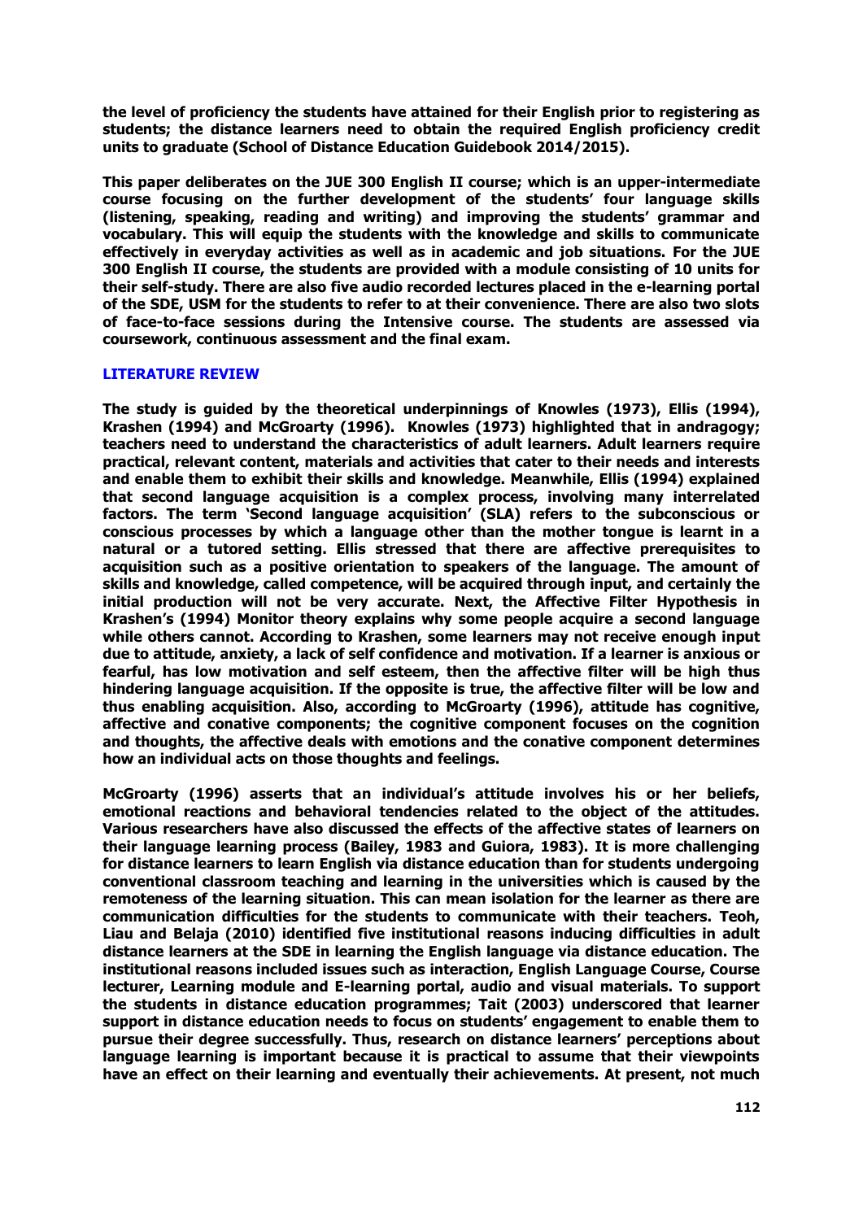the level of proficiency the students have attained for their English prior to registering as students; the distance learners need to obtain the required English proficiency credit units to graduate (School of Distance Education Guidebook 2014/2015).

This paper deliberates on the JUE 300 English II course; which is an upper-intermediate course focusing on the further development of the students' four language skills (listening, speaking, reading and writing) and improving the students' grammar and vocabulary. This will equip the students with the knowledge and skills to communicate effectively in everyday activities as well as in academic and job situations. For the JUE 300 English II course, the students are provided with a module consisting of 10 units for their self-study. There are also five audio recorded lectures placed in the e-learning portal of the SDE, USM for the students to refer to at their convenience. There are also two slots of face-to-face sessions during the Intensive course. The students are assessed via coursework, continuous assessment and the final exam.

## LITERATURE REVIEW

The study is guided by the theoretical underpinnings of Knowles (1973), Ellis (1994), Krashen (1994) and McGroarty (1996). Knowles (1973) highlighted that in andragogy; teachers need to understand the characteristics of adult learners. Adult learners require practical, relevant content, materials and activities that cater to their needs and interests and enable them to exhibit their skills and knowledge. Meanwhile, Ellis (1994) explained that second language acquisition is a complex process, involving many interrelated factors. The term 'Second language acquisition' (SLA) refers to the subconscious or conscious processes by which a language other than the mother tongue is learnt in a natural or a tutored setting. Ellis stressed that there are affective prerequisites to acquisition such as a positive orientation to speakers of the language. The amount of skills and knowledge, called competence, will be acquired through input, and certainly the initial production will not be very accurate. Next, the Affective Filter Hypothesis in Krashen's (1994) Monitor theory explains why some people acquire a second language while others cannot. According to Krashen, some learners may not receive enough input due to attitude, anxiety, a lack of self confidence and motivation. If a learner is anxious or fearful, has low motivation and self esteem, then the affective filter will be high thus hindering language acquisition. If the opposite is true, the affective filter will be low and thus enabling acquisition. Also, according to McGroarty (1996), attitude has cognitive, affective and conative components; the cognitive component focuses on the cognition and thoughts, the affective deals with emotions and the conative component determines how an individual acts on those thoughts and feelings.

McGroarty (1996) asserts that an individual's attitude involves his or her beliefs, emotional reactions and behavioral tendencies related to the object of the attitudes. Various researchers have also discussed the effects of the affective states of learners on their language learning process (Bailey, 1983 and Guiora, 1983). It is more challenging for distance learners to learn English via distance education than for students undergoing conventional classroom teaching and learning in the universities which is caused by the remoteness of the learning situation. This can mean isolation for the learner as there are communication difficulties for the students to communicate with their teachers. Teoh, Liau and Belaja (2010) identified five institutional reasons inducing difficulties in adult distance learners at the SDE in learning the English language via distance education. The institutional reasons included issues such as interaction, English Language Course, Course lecturer, Learning module and E-learning portal, audio and visual materials. To support the students in distance education programmes; Tait (2003) underscored that learner support in distance education needs to focus on students' engagement to enable them to pursue their degree successfully. Thus, research on distance learners' perceptions about language learning is important because it is practical to assume that their viewpoints have an effect on their learning and eventually their achievements. At present, not much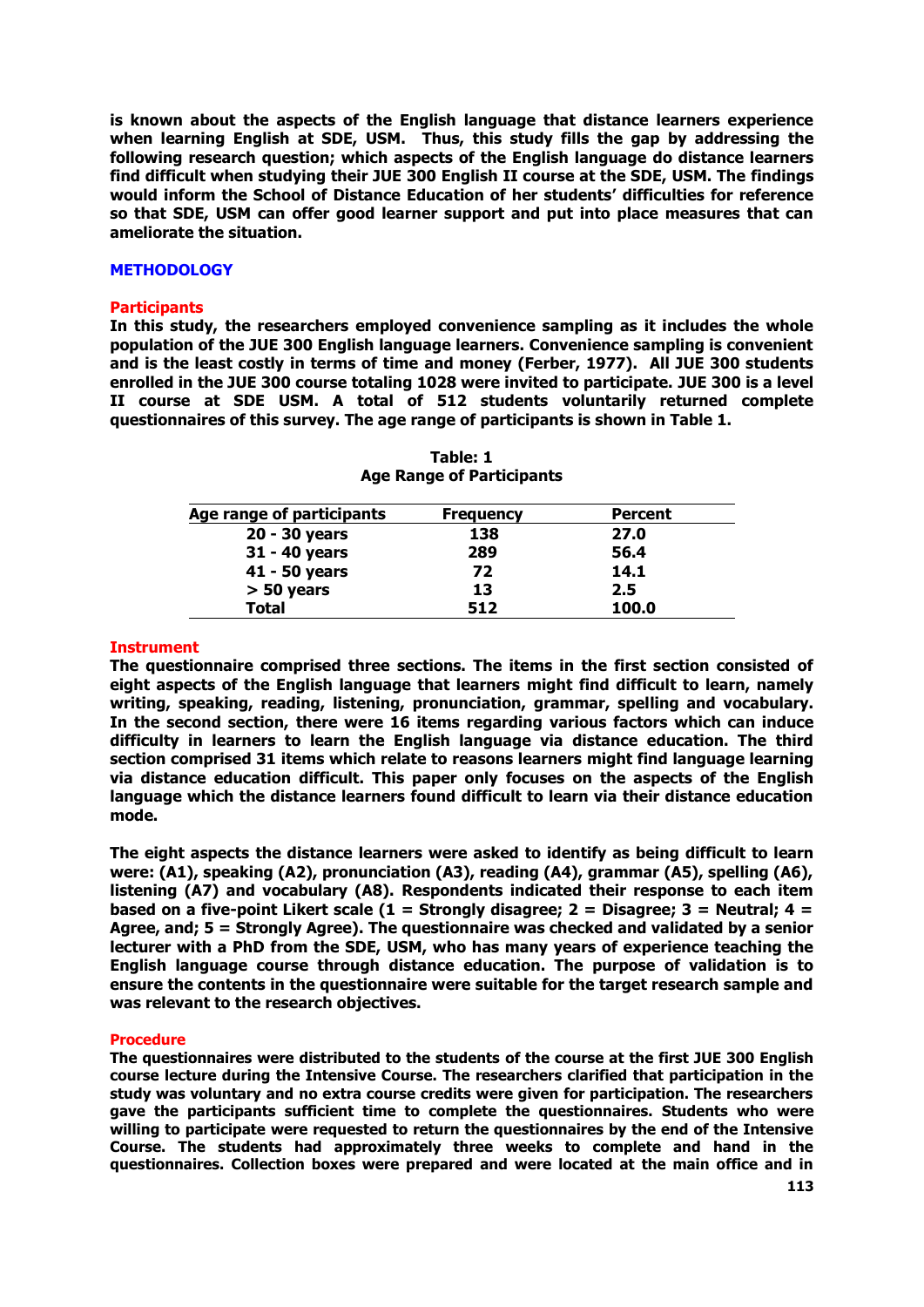**is known about the aspects of the English language that distance learners experience when learning English at SDE, USM. Thus, this study fills the gap by addressing the following research question; which aspects of the English language do distance learners find difficult when studying their JUE 300 English II course at the SDE, USM. The findings would inform the School of Distance Education of her students' difficulties for reference so that SDE, USM can offer good learner support and put into place measures that can ameliorate the situation.**

## METHODOLOGY

### Participants

**In this study, the researchers employed convenience sampling as it includes the whole population of the JUE 300 English language learners. Convenience sampling is convenient and is the least costly in terms of time and money (Ferber, 1977). All JUE 300 students enrolled in the JUE 300 course totaling 1028 were invited to participate. JUE 300 is a level II course at SDE USM. A total of 512 students voluntarily returned complete questionnaires of this survey. The age range of participants is shown in Table 1.**

**Table: 1**
**Age Range of Participants**

| Age range of participants | Frequency | Percent |
|---|---|---|
| 20 - 30 years | 138 | 27.0 |
| 31 - 40 years | 289 | 56.4 |
| 41 - 50 years | 72 | 14.1 |
| > 50 years | 13 | 2.5 |
| Total | 512 | 100.0 |

### Instrument

**The questionnaire comprised three sections. The items in the first section consisted of eight aspects of the English language that learners might find difficult to learn, namely writing, speaking, reading, listening, pronunciation, grammar, spelling and vocabulary. In the second section, there were 16 items regarding various factors which can induce difficulty in learners to learn the English language via distance education. The third section comprised 31 items which relate to reasons learners might find language learning via distance education difficult. This paper only focuses on the aspects of the English language which the distance learners found difficult to learn via their distance education mode.**

**The eight aspects the distance learners were asked to identify as being difficult to learn were: (A1), speaking (A2), pronunciation (A3), reading (A4), grammar (A5), spelling (A6), listening (A7) and vocabulary (A8). Respondents indicated their response to each item based on a five-point Likert scale (1 = Strongly disagree; 2 = Disagree; 3 = Neutral; 4 = Agree, and; 5 = Strongly Agree). The questionnaire was checked and validated by a senior lecturer with a PhD from the SDE, USM, who has many years of experience teaching the English language course through distance education. The purpose of validation is to ensure the contents in the questionnaire were suitable for the target research sample and was relevant to the research objectives.**

### Procedure

**The questionnaires were distributed to the students of the course at the first JUE 300 English course lecture during the Intensive Course. The researchers clarified that participation in the study was voluntary and no extra course credits were given for participation. The researchers gave the participants sufficient time to complete the questionnaires. Students who were willing to participate were requested to return the questionnaires by the end of the Intensive Course. The students had approximately three weeks to complete and hand in the questionnaires. Collection boxes were prepared and were located at the main office and in**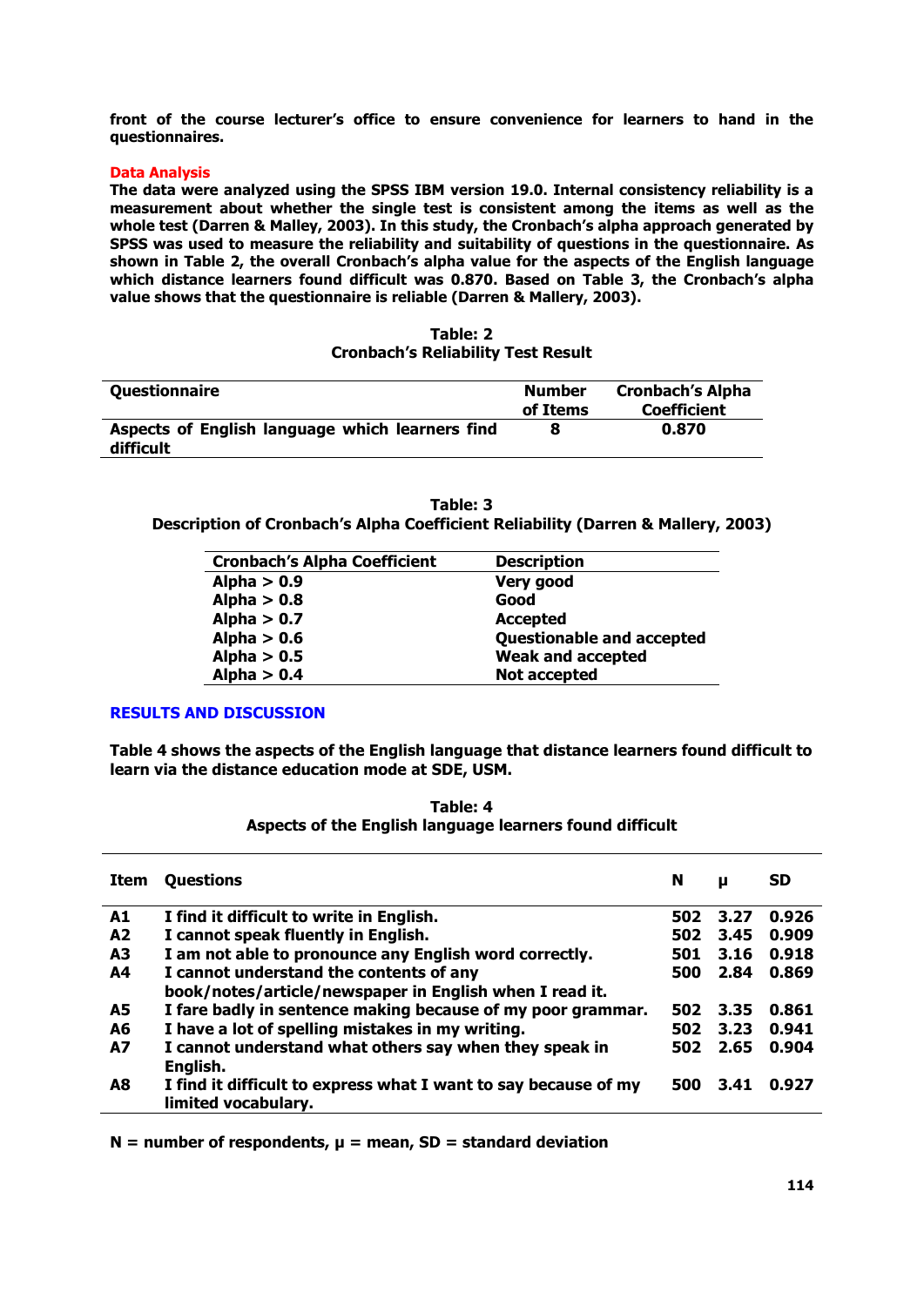**front of the course lecturer's office to ensure convenience for learners to hand in the questionnaires.**

## Data Analysis

**The data were analyzed using the SPSS IBM version 19.0. Internal consistency reliability is a measurement about whether the single test is consistent among the items as well as the whole test (Darren & Malley, 2003). In this study, the Cronbach's alpha approach generated by SPSS was used to measure the reliability and suitability of questions in the questionnaire. As shown in Table 2, the overall Cronbach's alpha value for the aspects of the English language which distance learners found difficult was 0.870. Based on Table 3, the Cronbach's alpha value shows that the questionnaire is reliable (Darren & Mallery, 2003).**

**Table: 2**
**Cronbach's Reliability Test Result**

| Questionnaire | Number of Items | Cronbach's Alpha Coefficient |
|---|---|---|
| Aspects of English language which learners find difficult | 8 | 0.870 |

**Table: 3**
**Description of Cronbach's Alpha Coefficient Reliability (Darren & Mallery, 2003)**

| Cronbach's Alpha Coefficient | Description |
|---|---|
| Alpha > 0.9 | Very good |
| Alpha > 0.8 | Good |
| Alpha > 0.7 | Accepted |
| Alpha > 0.6 | Questionable and accepted |
| Alpha > 0.5 | Weak and accepted |
| Alpha > 0.4 | Not accepted |

## RESULTS AND DISCUSSION

**Table 4 shows the aspects of the English language that distance learners found difficult to learn via the distance education mode at SDE, USM.**

**Table: 4**
**Aspects of the English language learners found difficult**

| Item | Questions | N | μ | SD |
|---|---|---|---|---|
| A1 | I find it difficult to write in English. | 502 | 3.27 | 0.926 |
| A2 | I cannot speak fluently in English. | 502 | 3.45 | 0.909 |
| A3 | I am not able to pronounce any English word correctly. | 501 | 3.16 | 0.918 |
| A4 | I cannot understand the contents of any book/notes/article/newspaper in English when I read it. | 500 | 2.84 | 0.869 |
| A5 | I fare badly in sentence making because of my poor grammar. | 502 | 3.35 | 0.861 |
| A6 | I have a lot of spelling mistakes in my writing. | 502 | 3.23 | 0.941 |
| A7 | I cannot understand what others say when they speak in English. | 502 | 2.65 | 0.904 |
| A8 | I find it difficult to express what I want to say because of my limited vocabulary. | 500 | 3.41 | 0.927 |

**N = number of respondents, μ = mean, SD = standard deviation**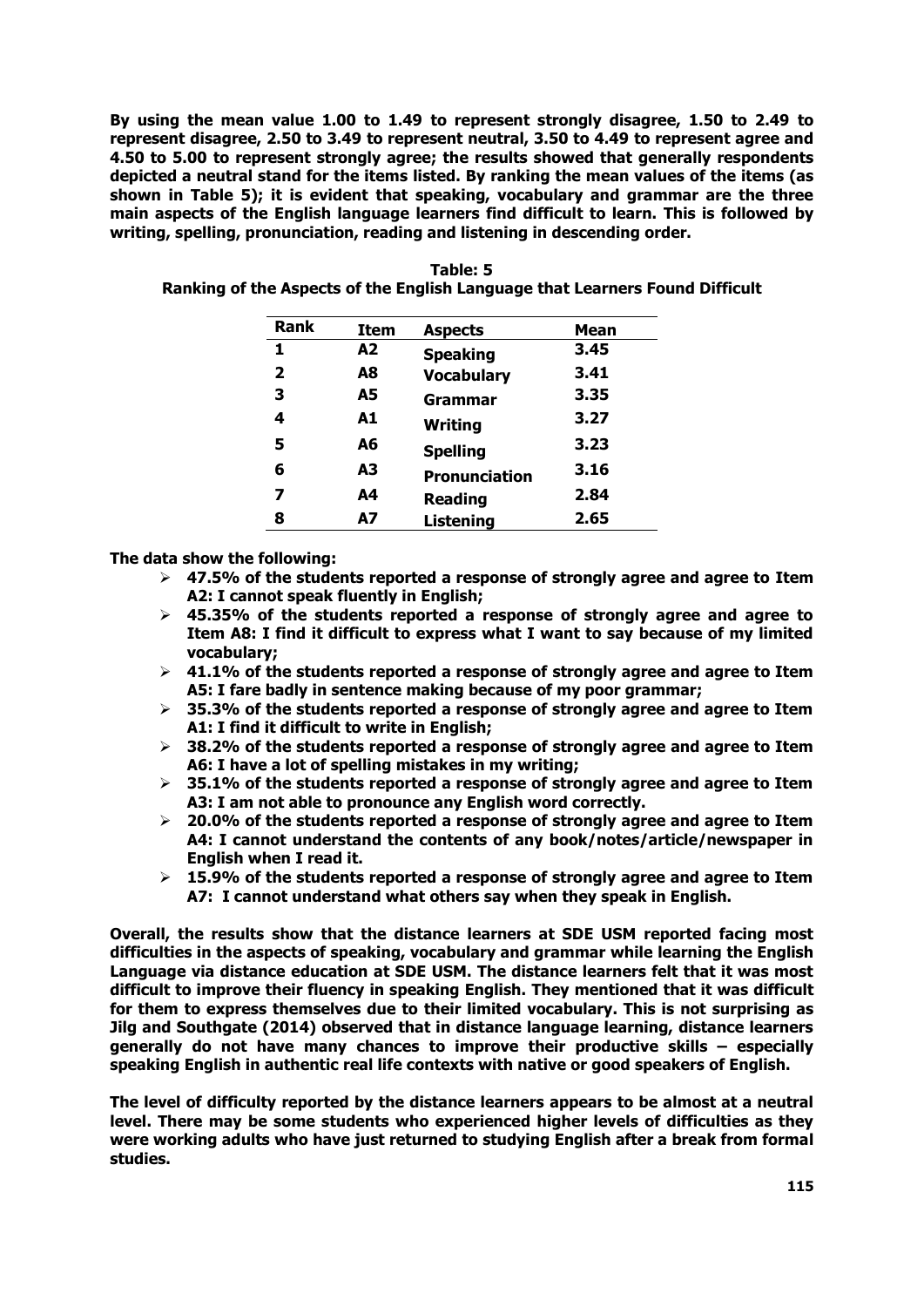**By using the mean value 1.00 to 1.49 to represent strongly disagree, 1.50 to 2.49 to represent disagree, 2.50 to 3.49 to represent neutral, 3.50 to 4.49 to represent agree and 4.50 to 5.00 to represent strongly agree; the results showed that generally respondents depicted a neutral stand for the items listed. By ranking the mean values of the items (as shown in Table 5); it is evident that speaking, vocabulary and grammar are the three main aspects of the English language learners find difficult to learn. This is followed by writing, spelling, pronunciation, reading and listening in descending order.**

**Table: 5**
**Ranking of the Aspects of the English Language that Learners Found Difficult**

| Rank | Item | Aspects | Mean |
|---|---|---|---|
| 1 | A2 | Speaking | 3.45 |
| 2 | A8 | Vocabulary | 3.41 |
| 3 | A5 | Grammar | 3.35 |
| 4 | A1 | Writing | 3.27 |
| 5 | A6 | Spelling | 3.23 |
| 6 | A3 | Pronunciation | 3.16 |
| 7 | A4 | Reading | 2.84 |
| 8 | A7 | Listening | 2.65 |

**The data show the following:**

- **47.5% of the students reported a response of strongly agree and agree to Item A2: I cannot speak fluently in English;**
- **45.35% of the students reported a response of strongly agree and agree to Item A8: I find it difficult to express what I want to say because of my limited vocabulary;**
- **41.1% of the students reported a response of strongly agree and agree to Item A5: I fare badly in sentence making because of my poor grammar;**
- **35.3% of the students reported a response of strongly agree and agree to Item A1: I find it difficult to write in English;**
- **38.2% of the students reported a response of strongly agree and agree to Item A6: I have a lot of spelling mistakes in my writing;**
- **35.1% of the students reported a response of strongly agree and agree to Item A3: I am not able to pronounce any English word correctly.**
- **20.0% of the students reported a response of strongly agree and agree to Item A4: I cannot understand the contents of any book/notes/article/newspaper in English when I read it.**
- **15.9% of the students reported a response of strongly agree and agree to Item A7: I cannot understand what others say when they speak in English.**

**Overall, the results show that the distance learners at SDE USM reported facing most difficulties in the aspects of speaking, vocabulary and grammar while learning the English Language via distance education at SDE USM. The distance learners felt that it was most difficult to improve their fluency in speaking English. They mentioned that it was difficult for them to express themselves due to their limited vocabulary. This is not surprising as Jilg and Southgate (2014) observed that in distance language learning, distance learners generally do not have many chances to improve their productive skills – especially speaking English in authentic real life contexts with native or good speakers of English.**

**The level of difficulty reported by the distance learners appears to be almost at a neutral level. There may be some students who experienced higher levels of difficulties as they were working adults who have just returned to studying English after a break from formal studies.**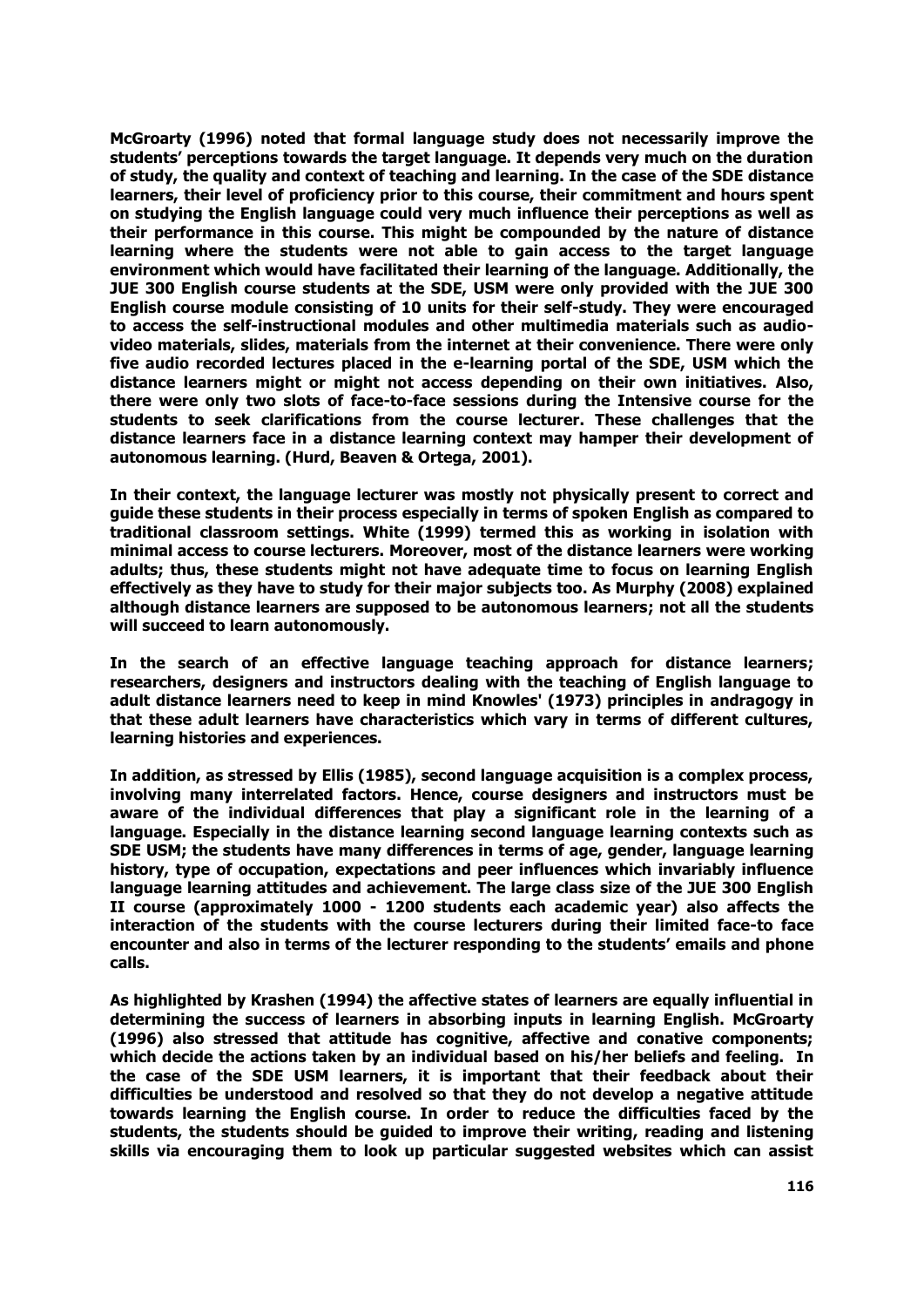**McGroarty (1996) noted that formal language study does not necessarily improve the students' perceptions towards the target language. It depends very much on the duration of study, the quality and context of teaching and learning. In the case of the SDE distance learners, their level of proficiency prior to this course, their commitment and hours spent on studying the English language could very much influence their perceptions as well as their performance in this course. This might be compounded by the nature of distance learning where the students were not able to gain access to the target language environment which would have facilitated their learning of the language. Additionally, the JUE 300 English course students at the SDE, USM were only provided with the JUE 300 English course module consisting of 10 units for their self-study. They were encouraged to access the self-instructional modules and other multimedia materials such as audio-video materials, slides, materials from the internet at their convenience. There were only five audio recorded lectures placed in the e-learning portal of the SDE, USM which the distance learners might or might not access depending on their own initiatives. Also, there were only two slots of face-to-face sessions during the Intensive course for the students to seek clarifications from the course lecturer. These challenges that the distance learners face in a distance learning context may hamper their development of autonomous learning. (Hurd, Beaven & Ortega, 2001).**

**In their context, the language lecturer was mostly not physically present to correct and guide these students in their process especially in terms of spoken English as compared to traditional classroom settings. White (1999) termed this as working in isolation with minimal access to course lecturers. Moreover, most of the distance learners were working adults; thus, these students might not have adequate time to focus on learning English effectively as they have to study for their major subjects too. As Murphy (2008) explained although distance learners are supposed to be autonomous learners; not all the students will succeed to learn autonomously.**

**In the search of an effective language teaching approach for distance learners; researchers, designers and instructors dealing with the teaching of English language to adult distance learners need to keep in mind Knowles' (1973) principles in andragogy in that these adult learners have characteristics which vary in terms of different cultures, learning histories and experiences.**

**In addition, as stressed by Ellis (1985), second language acquisition is a complex process, involving many interrelated factors. Hence, course designers and instructors must be aware of the individual differences that play a significant role in the learning of a language. Especially in the distance learning second language learning contexts such as SDE USM; the students have many differences in terms of age, gender, language learning history, type of occupation, expectations and peer influences which invariably influence language learning attitudes and achievement. The large class size of the JUE 300 English II course (approximately 1000 - 1200 students each academic year) also affects the interaction of the students with the course lecturers during their limited face-to face encounter and also in terms of the lecturer responding to the students' emails and phone calls.**

**As highlighted by Krashen (1994) the affective states of learners are equally influential in determining the success of learners in absorbing inputs in learning English. McGroarty (1996) also stressed that attitude has cognitive, affective and conative components; which decide the actions taken by an individual based on his/her beliefs and feeling. In the case of the SDE USM learners, it is important that their feedback about their difficulties be understood and resolved so that they do not develop a negative attitude towards learning the English course. In order to reduce the difficulties faced by the students, the students should be guided to improve their writing, reading and listening skills via encouraging them to look up particular suggested websites which can assist**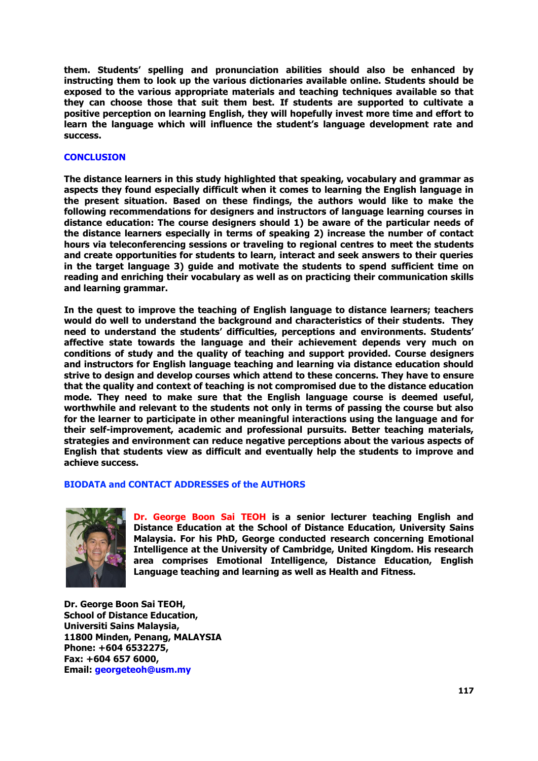them. Students' spelling and pronunciation abilities should also be enhanced by instructing them to look up the various dictionaries available online. Students should be exposed to the various appropriate materials and teaching techniques available so that they can choose those that suit them best. If students are supported to cultivate a positive perception on learning English, they will hopefully invest more time and effort to learn the language which will influence the student's language development rate and success.

## CONCLUSION

The distance learners in this study highlighted that speaking, vocabulary and grammar as aspects they found especially difficult when it comes to learning the English language in the present situation. Based on these findings, the authors would like to make the following recommendations for designers and instructors of language learning courses in distance education: The course designers should 1) be aware of the particular needs of the distance learners especially in terms of speaking 2) increase the number of contact hours via teleconferencing sessions or traveling to regional centres to meet the students and create opportunities for students to learn, interact and seek answers to their queries in the target language 3) guide and motivate the students to spend sufficient time on reading and enriching their vocabulary as well as on practicing their communication skills and learning grammar.

In the quest to improve the teaching of English language to distance learners; teachers would do well to understand the background and characteristics of their students. They need to understand the students' difficulties, perceptions and environments. Students' affective state towards the language and their achievement depends very much on conditions of study and the quality of teaching and support provided. Course designers and instructors for English language teaching and learning via distance education should strive to design and develop courses which attend to these concerns. They have to ensure that the quality and context of teaching is not compromised due to the distance education mode. They need to make sure that the English language course is deemed useful, worthwhile and relevant to the students not only in terms of passing the course but also for the learner to participate in other meaningful interactions using the language and for their self-improvement, academic and professional pursuits. Better teaching materials, strategies and environment can reduce negative perceptions about the various aspects of English that students view as difficult and eventually help the students to improve and achieve success.

## BIODATA and CONTACT ADDRESSES of the AUTHORS

**Dr. George Boon Sai TEOH** is a senior lecturer teaching English and Distance Education at the School of Distance Education, University Sains Malaysia. For his PhD, George conducted research concerning Emotional Intelligence at the University of Cambridge, United Kingdom. His research area comprises Emotional Intelligence, Distance Education, English Language teaching and learning as well as Health and Fitness.

Dr. George Boon Sai TEOH,
School of Distance Education,
Universiti Sains Malaysia,
11800 Minden, Penang, MALAYSIA
Phone: +604 6532275,
Fax: +604 657 6000,
Email: georgeteoh@usm.my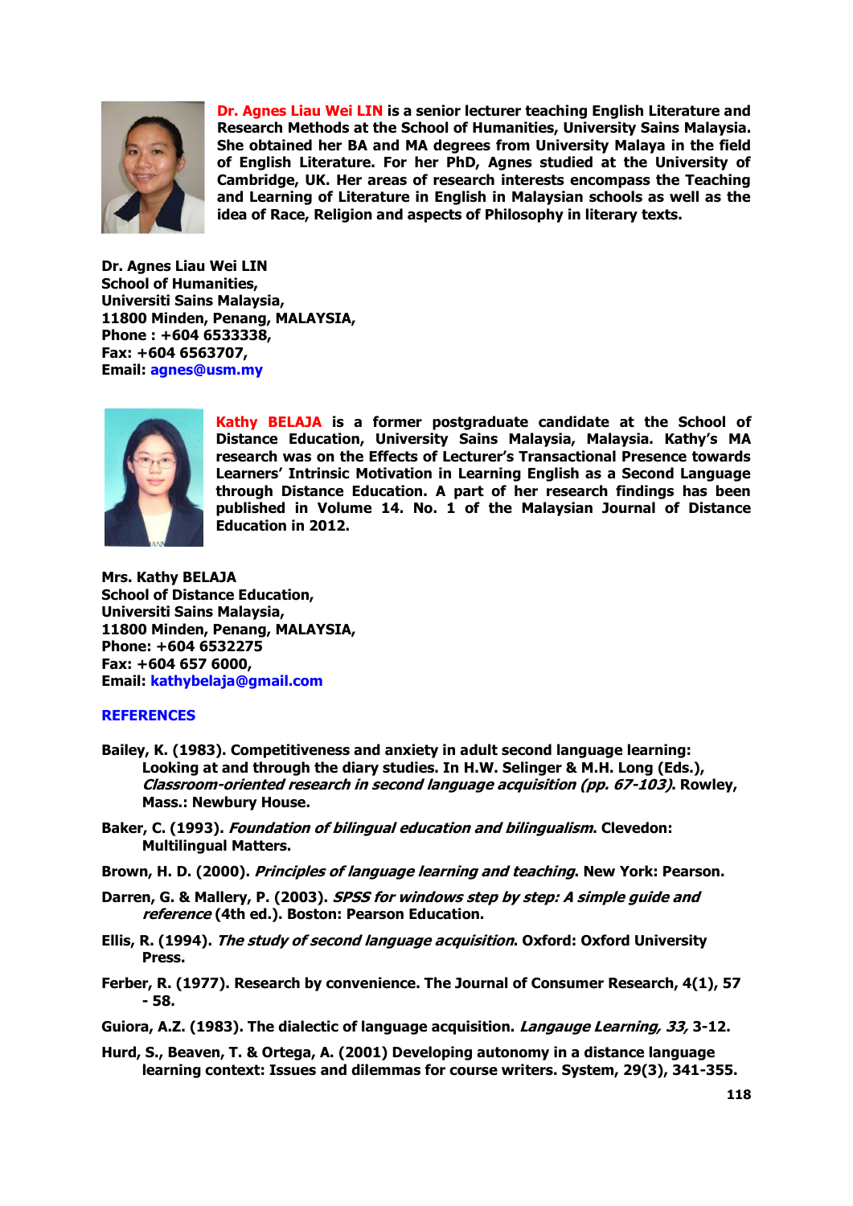**Dr. Agnes Liau Wei LIN** is a senior lecturer teaching English Literature and Research Methods at the School of Humanities, University Sains Malaysia. She obtained her BA and MA degrees from University Malaya in the field of English Literature. For her PhD, Agnes studied at the University of Cambridge, UK. Her areas of research interests encompass the Teaching and Learning of Literature in English in Malaysian schools as well as the idea of Race, Religion and aspects of Philosophy in literary texts.

**Dr. Agnes Liau Wei LIN**
**School of Humanities,**
**Universiti Sains Malaysia,**
**11800 Minden, Penang, MALAYSIA,**
**Phone : +604 6533338,**
**Fax: +604 6563707,**
**Email: agnes@usm.my**

**Kathy BELAJA** is a former postgraduate candidate at the School of Distance Education, University Sains Malaysia, Malaysia. Kathy's MA research was on the Effects of Lecturer's Transactional Presence towards Learners' Intrinsic Motivation in Learning English as a Second Language through Distance Education. A part of her research findings has been published in Volume 14. No. 1 of the Malaysian Journal of Distance Education in 2012.

**Mrs. Kathy BELAJA**
**School of Distance Education,**
**Universiti Sains Malaysia,**
**11800 Minden, Penang, MALAYSIA,**
**Phone: +604 6532275**
**Fax: +604 657 6000,**
**Email: kathybelaja@gmail.com**

## REFERENCES

Bailey, K. (1983). Competitiveness and anxiety in adult second language learning: Looking at and through the diary studies. In H.W. Selinger & M.H. Long (Eds.), *Classroom-oriented research in second language acquisition (pp. 67-103)*. Rowley, Mass.: Newbury House.

Baker, C. (1993). *Foundation of bilingual education and bilingualism*. Clevedon: Multilingual Matters.

Brown, H. D. (2000). *Principles of language learning and teaching*. New York: Pearson.

Darren, G. & Mallery, P. (2003). *SPSS for windows step by step: A simple guide and reference* (4th ed.). Boston: Pearson Education.

Ellis, R. (1994). *The study of second language acquisition*. Oxford: Oxford University Press.

Ferber, R. (1977). Research by convenience. The Journal of Consumer Research, 4(1), 57 - 58.

Guiora, A.Z. (1983). The dialectic of language acquisition. *Langauge Learning, 33,* 3-12.

Hurd, S., Beaven, T. & Ortega, A. (2001) Developing autonomy in a distance language learning context: Issues and dilemmas for course writers. System, 29(3), 341-355.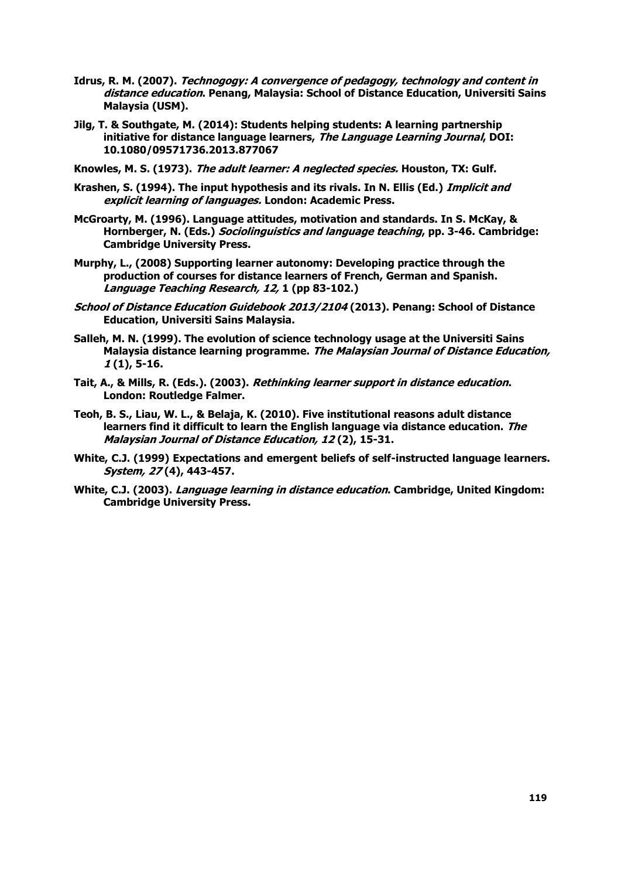Idrus, R. M. (2007). *Technogogy: A convergence of pedagogy, technology and content in distance education*. Penang, Malaysia: School of Distance Education, Universiti Sains Malaysia (USM).

Jilg, T. & Southgate, M. (2014): Students helping students: A learning partnership initiative for distance language learners, *The Language Learning Journal*, DOI: 10.1080/09571736.2013.877067

Knowles, M. S. (1973). *The adult learner: A neglected species.* Houston, TX: Gulf.

Krashen, S. (1994). The input hypothesis and its rivals. In N. Ellis (Ed.) *Implicit and explicit learning of languages.* London: Academic Press.

McGroarty, M. (1996). Language attitudes, motivation and standards. In S. McKay, & Hornberger, N. (Eds.) *Sociolinguistics and language teaching*, pp. 3-46. Cambridge: Cambridge University Press.

Murphy, L., (2008) Supporting learner autonomy: Developing practice through the production of courses for distance learners of French, German and Spanish. *Language Teaching Research, 12,* 1 (pp 83-102.)

*School of Distance Education Guidebook 2013/2104* (2013). Penang: School of Distance Education, Universiti Sains Malaysia.

Salleh, M. N. (1999). The evolution of science technology usage at the Universiti Sains Malaysia distance learning programme. *The Malaysian Journal of Distance Education, 1* (1), 5-16.

Tait, A., & Mills, R. (Eds.). (2003). *Rethinking learner support in distance education*. London: Routledge Falmer.

Teoh, B. S., Liau, W. L., & Belaja, K. (2010). Five institutional reasons adult distance learners find it difficult to learn the English language via distance education. *The Malaysian Journal of Distance Education, 12* (2), 15-31.

White, C.J. (1999) Expectations and emergent beliefs of self-instructed language learners. *System, 27* (4), 443-457.

White, C.J. (2003). *Language learning in distance education*. Cambridge, United Kingdom: Cambridge University Press.